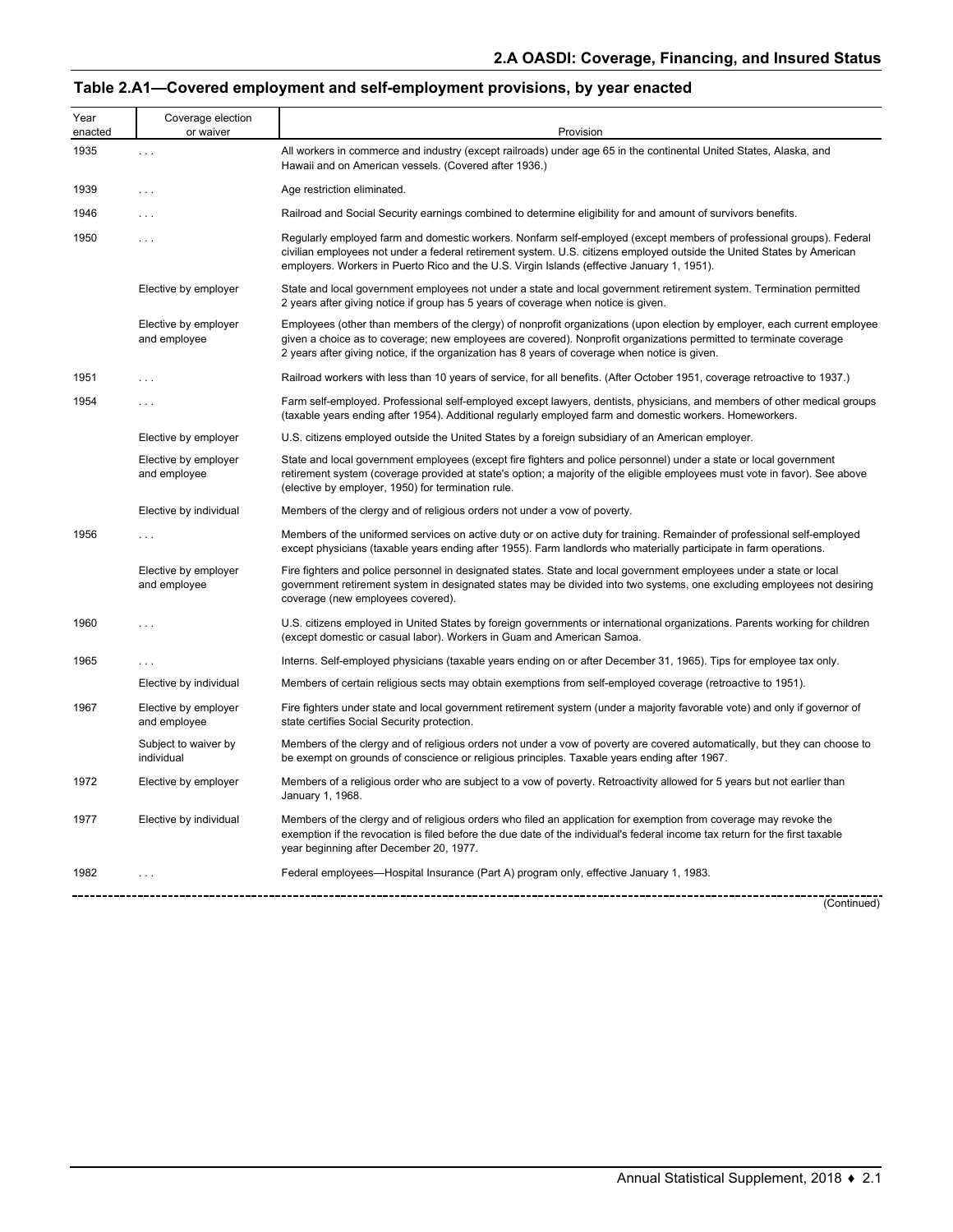## 2.A OASDI: Coverage, Financing, and Insured Status

### Table 2.A1—Covered employment and self-employment provisions, by year enacted

| Year enacted | Coverage election or waiver | Provision |
|---|---|---|
| 1935 | . . . | All workers in commerce and industry (except railroads) under age 65 in the continental United States, Alaska, and Hawaii and on American vessels. (Covered after 1936.) |
| 1939 | . . . | Age restriction eliminated. |
| 1946 | . . . | Railroad and Social Security earnings combined to determine eligibility for and amount of survivors benefits. |
| 1950 | . . . | Regularly employed farm and domestic workers. Nonfarm self-employed (except members of professional groups). Federal civilian employees not under a federal retirement system. U.S. citizens employed outside the United States by American employers. Workers in Puerto Rico and the U.S. Virgin Islands (effective January 1, 1951). |
| | Elective by employer | State and local government employees not under a state and local government retirement system. Termination permitted 2 years after giving notice if group has 5 years of coverage when notice is given. |
| | Elective by employer and employee | Employees (other than members of the clergy) of nonprofit organizations (upon election by employer, each current employee given a choice as to coverage; new employees are covered). Nonprofit organizations permitted to terminate coverage 2 years after giving notice, if the organization has 8 years of coverage when notice is given. |
| 1951 | . . . | Railroad workers with less than 10 years of service, for all benefits. (After October 1951, coverage retroactive to 1937.) |
| 1954 | . . . | Farm self-employed. Professional self-employed except lawyers, dentists, physicians, and members of other medical groups (taxable years ending after 1954). Additional regularly employed farm and domestic workers. Homeworkers. |
| | Elective by employer | U.S. citizens employed outside the United States by a foreign subsidiary of an American employer. |
| | Elective by employer and employee | State and local government employees (except fire fighters and police personnel) under a state or local government retirement system (coverage provided at state's option; a majority of the eligible employees must vote in favor). See above (elective by employer, 1950) for termination rule. |
| | Elective by individual | Members of the clergy and of religious orders not under a vow of poverty. |
| 1956 | . . . | Members of the uniformed services on active duty or on active duty for training. Remainder of professional self-employed except physicians (taxable years ending after 1955). Farm landlords who materially participate in farm operations. |
| | Elective by employer and employee | Fire fighters and police personnel in designated states. State and local government employees under a state or local government retirement system in designated states may be divided into two systems, one excluding employees not desiring coverage (new employees covered). |
| 1960 | . . . | U.S. citizens employed in United States by foreign governments or international organizations. Parents working for children (except domestic or casual labor). Workers in Guam and American Samoa. |
| 1965 | . . . | Interns. Self-employed physicians (taxable years ending on or after December 31, 1965). Tips for employee tax only. |
| | Elective by individual | Members of certain religious sects may obtain exemptions from self-employed coverage (retroactive to 1951). |
| 1967 | Elective by employer and employee | Fire fighters under state and local government retirement system (under a majority favorable vote) and only if governor of state certifies Social Security protection. |
| | Subject to waiver by individual | Members of the clergy and of religious orders not under a vow of poverty are covered automatically, but they can choose to be exempt on grounds of conscience or religious principles. Taxable years ending after 1967. |
| 1972 | Elective by employer | Members of a religious order who are subject to a vow of poverty. Retroactivity allowed for 5 years but not earlier than January 1, 1968. |
| 1977 | Elective by individual | Members of the clergy and of religious orders who filed an application for exemption from coverage may revoke the exemption if the revocation is filed before the due date of the individual's federal income tax return for the first taxable year beginning after December 20, 1977. |
| 1982 | . . . | Federal employees—Hospital Insurance (Part A) program only, effective January 1, 1983. |

(Continued)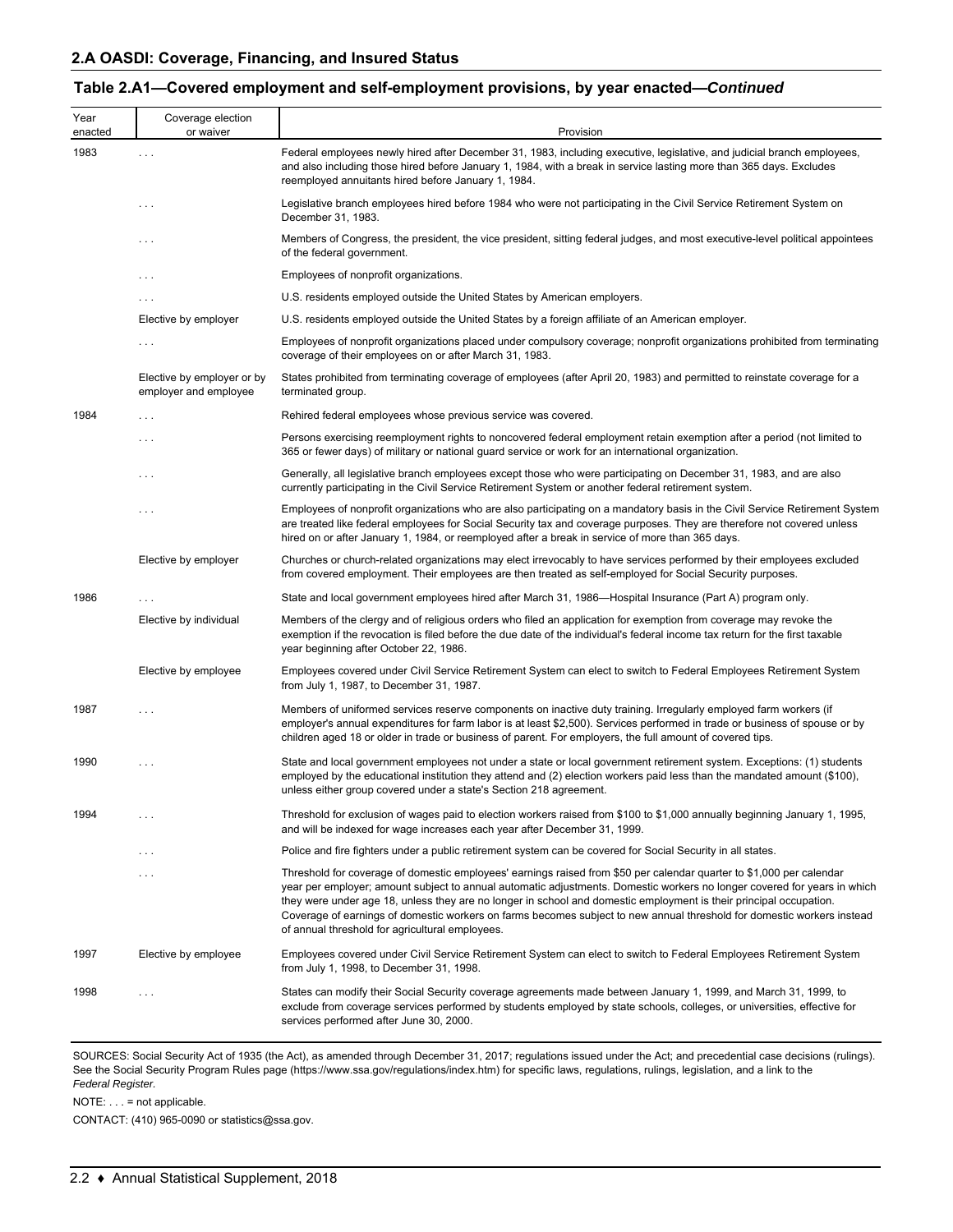## Table 2.A1—Covered employment and self-employment provisions, by year enacted—*Continued*

| Year enacted | Coverage election or waiver | Provision |
|---|---|---|
| 1983 | . . . | Federal employees newly hired after December 31, 1983, including executive, legislative, and judicial branch employees, and also including those hired before January 1, 1984, with a break in service lasting more than 365 days. Excludes reemployed annuitants hired before January 1, 1984. |
| | . . . | Legislative branch employees hired before 1984 who were not participating in the Civil Service Retirement System on December 31, 1983. |
| | . . . | Members of Congress, the president, the vice president, sitting federal judges, and most executive-level political appointees of the federal government. |
| | . . . | Employees of nonprofit organizations. |
| | . . . | U.S. residents employed outside the United States by American employers. |
| | Elective by employer | U.S. residents employed outside the United States by a foreign affiliate of an American employer. |
| | . . . | Employees of nonprofit organizations placed under compulsory coverage; nonprofit organizations prohibited from terminating coverage of their employees on or after March 31, 1983. |
| | Elective by employer or by employer and employee | States prohibited from terminating coverage of employees (after April 20, 1983) and permitted to reinstate coverage for a terminated group. |
| 1984 | . . . | Rehired federal employees whose previous service was covered. |
| | . . . | Persons exercising reemployment rights to noncovered federal employment retain exemption after a period (not limited to 365 or fewer days) of military or national guard service or work for an international organization. |
| | . . . | Generally, all legislative branch employees except those who were participating on December 31, 1983, and are also currently participating in the Civil Service Retirement System or another federal retirement system. |
| | . . . | Employees of nonprofit organizations who are also participating on a mandatory basis in the Civil Service Retirement System are treated like federal employees for Social Security tax and coverage purposes. They are therefore not covered unless hired on or after January 1, 1984, or reemployed after a break in service of more than 365 days. |
| | Elective by employer | Churches or church-related organizations may elect irrevocably to have services performed by their employees excluded from covered employment. Their employees are then treated as self-employed for Social Security purposes. |
| 1986 | . . . | State and local government employees hired after March 31, 1986—Hospital Insurance (Part A) program only. |
| | Elective by individual | Members of the clergy and of religious orders who filed an application for exemption from coverage may revoke the exemption if the revocation is filed before the due date of the individual's federal income tax return for the first taxable year beginning after October 22, 1986. |
| | Elective by employee | Employees covered under Civil Service Retirement System can elect to switch to Federal Employees Retirement System from July 1, 1987, to December 31, 1987. |
| 1987 | . . . | Members of uniformed services reserve components on inactive duty training. Irregularly employed farm workers (if employer's annual expenditures for farm labor is at least $2,500). Services performed in trade or business of spouse or by children aged 18 or older in trade or business of parent. For employers, the full amount of covered tips. |
| 1990 | . . . | State and local government employees not under a state or local government retirement system. Exceptions: (1) students employed by the educational institution they attend and (2) election workers paid less than the mandated amount ($100), unless either group covered under a state's Section 218 agreement. |
| 1994 | . . . | Threshold for exclusion of wages paid to election workers raised from $100 to $1,000 annually beginning January 1, 1995, and will be indexed for wage increases each year after December 31, 1999. |
| | . . . | Police and fire fighters under a public retirement system can be covered for Social Security in all states. |
| | . . . | Threshold for coverage of domestic employees' earnings raised from $50 per calendar quarter to $1,000 per calendar year per employer; amount subject to annual automatic adjustments. Domestic workers no longer covered for years in which they were under age 18, unless they are no longer in school and domestic employment is their principal occupation. Coverage of earnings of domestic workers on farms becomes subject to new annual threshold for domestic workers instead of annual threshold for agricultural employees. |
| 1997 | Elective by employee | Employees covered under Civil Service Retirement System can elect to switch to Federal Employees Retirement System from July 1, 1998, to December 31, 1998. |
| 1998 | . . . | States can modify their Social Security coverage agreements made between January 1, 1999, and March 31, 1999, to exclude from coverage services performed by students employed by state schools, colleges, or universities, effective for services performed after June 30, 2000. |

SOURCES: Social Security Act of 1935 (the Act), as amended through December 31, 2017; regulations issued under the Act; and precedential case decisions (rulings). See the Social Security Program Rules page (https://www.ssa.gov/regulations/index.htm) for specific laws, regulations, rulings, legislation, and a link to the *Federal Register*.

NOTE: . . . = not applicable.

CONTACT: (410) 965-0090 or statistics@ssa.gov.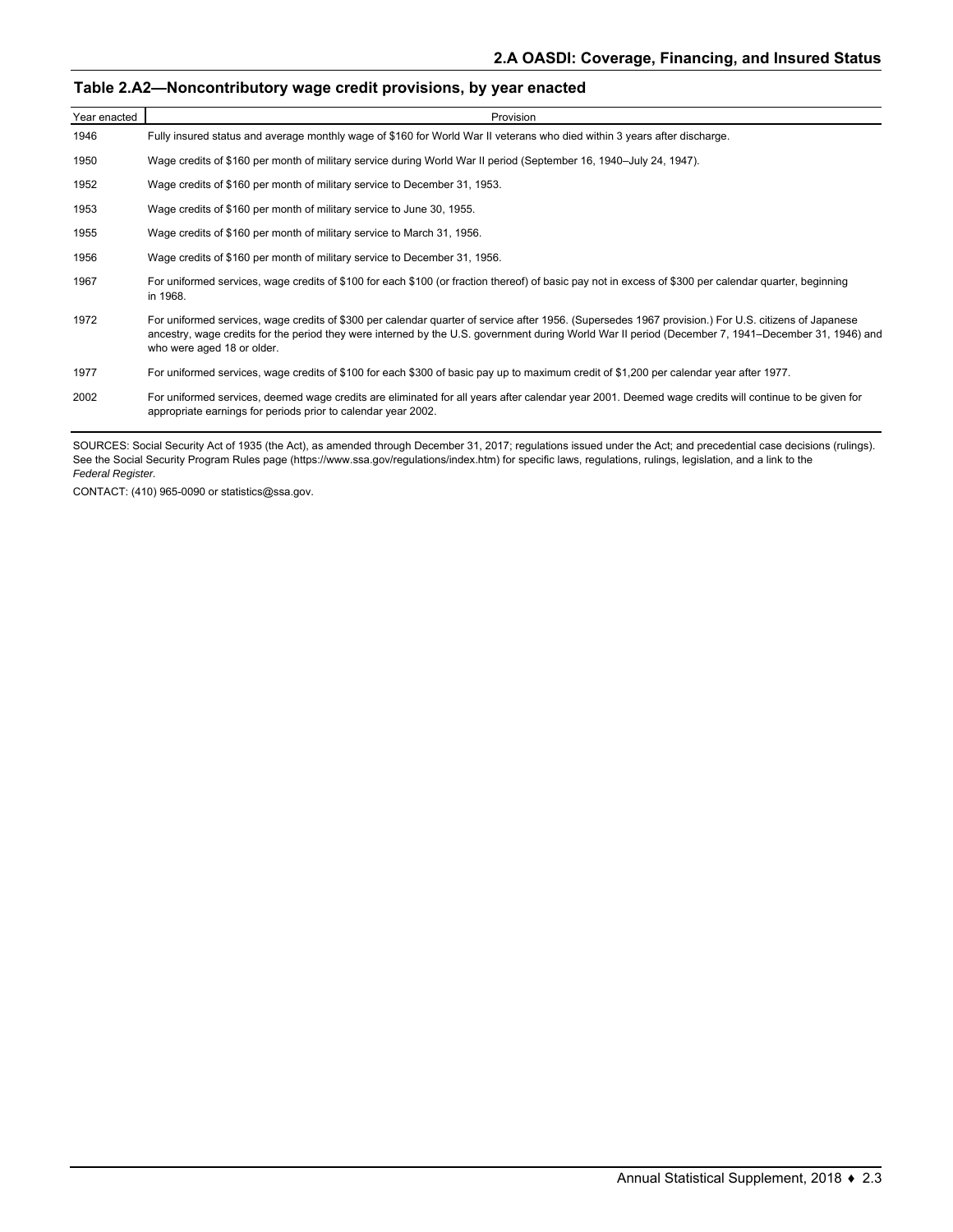## Table 2.A2—Noncontributory wage credit provisions, by year enacted

| Year enacted | Provision |
|---|---|
| 1946 | Fully insured status and average monthly wage of $160 for World War II veterans who died within 3 years after discharge. |
| 1950 | Wage credits of $160 per month of military service during World War II period (September 16, 1940–July 24, 1947). |
| 1952 | Wage credits of $160 per month of military service to December 31, 1953. |
| 1953 | Wage credits of $160 per month of military service to June 30, 1955. |
| 1955 | Wage credits of $160 per month of military service to March 31, 1956. |
| 1956 | Wage credits of $160 per month of military service to December 31, 1956. |
| 1967 | For uniformed services, wage credits of $100 for each $100 (or fraction thereof) of basic pay not in excess of $300 per calendar quarter, beginning in 1968. |
| 1972 | For uniformed services, wage credits of $300 per calendar quarter of service after 1956. (Supersedes 1967 provision.) For U.S. citizens of Japanese ancestry, wage credits for the period they were interned by the U.S. government during World War II period (December 7, 1941–December 31, 1946) and who were aged 18 or older. |
| 1977 | For uniformed services, wage credits of $100 for each $300 of basic pay up to maximum credit of $1,200 per calendar year after 1977. |
| 2002 | For uniformed services, deemed wage credits are eliminated for all years after calendar year 2001. Deemed wage credits will continue to be given for appropriate earnings for periods prior to calendar year 2002. |

SOURCES: Social Security Act of 1935 (the Act), as amended through December 31, 2017; regulations issued under the Act; and precedential case decisions (rulings). See the Social Security Program Rules page (https://www.ssa.gov/regulations/index.htm) for specific laws, regulations, rulings, legislation, and a link to the *Federal Register*.

CONTACT: (410) 965-0090 or statistics@ssa.gov.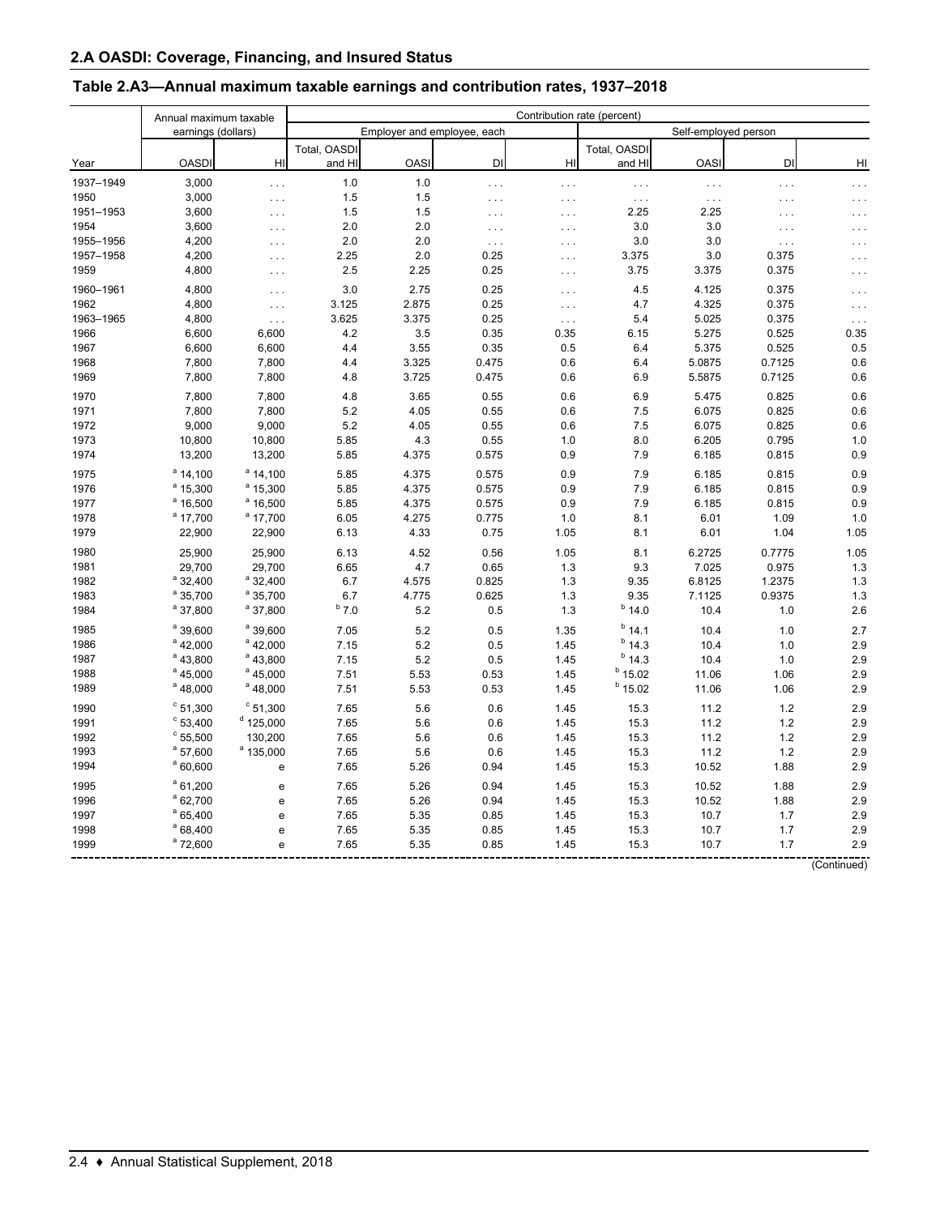## 2.A OASDI: Coverage, Financing, and Insured Status

### Table 2.A3—Annual maximum taxable earnings and contribution rates, 1937–2018

| | Annual maximum taxable earnings (dollars) | | Contribution rate (percent) | | | | | | | |
|---|---|---|---|---|---|---|---|---|---|---|
| | | | Employer and employee, each | | | | Self-employed person | | | |
| Year | OASDI | HI | Total, OASDI and HI | OASI | DI | HI | Total, OASDI and HI | OASI | DI | HI |
| 1937–1949 | 3,000 | . . . | 1.0 | 1.0 | . . . | . . . | . . . | . . . | . . . | . . . |
| 1950 | 3,000 | . . . | 1.5 | 1.5 | . . . | . . . | . . . | . . . | . . . | . . . |
| 1951–1953 | 3,600 | . . . | 1.5 | 1.5 | . . . | . . . | 2.25 | 2.25 | . . . | . . . |
| 1954 | 3,600 | . . . | 2.0 | 2.0 | . . . | . . . | 3.0 | 3.0 | . . . | . . . |
| 1955–1956 | 4,200 | . . . | 2.0 | 2.0 | . . . | . . . | 3.0 | 3.0 | . . . | . . . |
| 1957–1958 | 4,200 | . . . | 2.25 | 2.0 | 0.25 | . . . | 3.375 | 3.0 | 0.375 | . . . |
| 1959 | 4,800 | . . . | 2.5 | 2.25 | 0.25 | . . . | 3.75 | 3.375 | 0.375 | . . . |
| 1960–1961 | 4,800 | . . . | 3.0 | 2.75 | 0.25 | . . . | 4.5 | 4.125 | 0.375 | . . . |
| 1962 | 4,800 | . . . | 3.125 | 2.875 | 0.25 | . . . | 4.7 | 4.325 | 0.375 | . . . |
| 1963–1965 | 4,800 | . . . | 3.625 | 3.375 | 0.25 | . . . | 5.4 | 5.025 | 0.375 | . . . |
| 1966 | 6,600 | 6,600 | 4.2 | 3.5 | 0.35 | 0.35 | 6.15 | 5.275 | 0.525 | 0.35 |
| 1967 | 6,600 | 6,600 | 4.4 | 3.55 | 0.35 | 0.5 | 6.4 | 5.375 | 0.525 | 0.5 |
| 1968 | 7,800 | 7,800 | 4.4 | 3.325 | 0.475 | 0.6 | 6.4 | 5.0875 | 0.7125 | 0.6 |
| 1969 | 7,800 | 7,800 | 4.8 | 3.725 | 0.475 | 0.6 | 6.9 | 5.5875 | 0.7125 | 0.6 |
| 1970 | 7,800 | 7,800 | 4.8 | 3.65 | 0.55 | 0.6 | 6.9 | 5.475 | 0.825 | 0.6 |
| 1971 | 7,800 | 7,800 | 5.2 | 4.05 | 0.55 | 0.6 | 7.5 | 6.075 | 0.825 | 0.6 |
| 1972 | 9,000 | 9,000 | 5.2 | 4.05 | 0.55 | 0.6 | 7.5 | 6.075 | 0.825 | 0.6 |
| 1973 | 10,800 | 10,800 | 5.85 | 4.3 | 0.55 | 1.0 | 8.0 | 6.205 | 0.795 | 1.0 |
| 1974 | 13,200 | 13,200 | 5.85 | 4.375 | 0.575 | 0.9 | 7.9 | 6.185 | 0.815 | 0.9 |
| 1975 | [a] 14,100 | [a] 14,100 | 5.85 | 4.375 | 0.575 | 0.9 | 7.9 | 6.185 | 0.815 | 0.9 |
| 1976 | [a] 15,300 | [a] 15,300 | 5.85 | 4.375 | 0.575 | 0.9 | 7.9 | 6.185 | 0.815 | 0.9 |
| 1977 | [a] 16,500 | [a] 16,500 | 5.85 | 4.375 | 0.575 | 0.9 | 7.9 | 6.185 | 0.815 | 0.9 |
| 1978 | [a] 17,700 | [a] 17,700 | 6.05 | 4.275 | 0.775 | 1.0 | 8.1 | 6.01 | 1.09 | 1.0 |
| 1979 | 22,900 | 22,900 | 6.13 | 4.33 | 0.75 | 1.05 | 8.1 | 6.01 | 1.04 | 1.05 |
| 1980 | 25,900 | 25,900 | 6.13 | 4.52 | 0.56 | 1.05 | 8.1 | 6.2725 | 0.7775 | 1.05 |
| 1981 | 29,700 | 29,700 | 6.65 | 4.7 | 0.65 | 1.3 | 9.3 | 7.025 | 0.975 | 1.3 |
| 1982 | [a] 32,400 | [a] 32,400 | 6.7 | 4.575 | 0.825 | 1.3 | 9.35 | 6.8125 | 1.2375 | 1.3 |
| 1983 | [a] 35,700 | [a] 35,700 | 6.7 | 4.775 | 0.625 | 1.3 | 9.35 | 7.1125 | 0.9375 | 1.3 |
| 1984 | [a] 37,800 | [a] 37,800 | [b] 7.0 | 5.2 | 0.5 | 1.3 | [b] 14.0 | 10.4 | 1.0 | 2.6 |
| 1985 | [a] 39,600 | [a] 39,600 | 7.05 | 5.2 | 0.5 | 1.35 | [b] 14.1 | 10.4 | 1.0 | 2.7 |
| 1986 | [a] 42,000 | [a] 42,000 | 7.15 | 5.2 | 0.5 | 1.45 | [b] 14.3 | 10.4 | 1.0 | 2.9 |
| 1987 | [a] 43,800 | [a] 43,800 | 7.15 | 5.2 | 0.5 | 1.45 | [b] 14.3 | 10.4 | 1.0 | 2.9 |
| 1988 | [a] 45,000 | [a] 45,000 | 7.51 | 5.53 | 0.53 | 1.45 | [b] 15.02 | 11.06 | 1.06 | 2.9 |
| 1989 | [a] 48,000 | [a] 48,000 | 7.51 | 5.53 | 0.53 | 1.45 | [b] 15.02 | 11.06 | 1.06 | 2.9 |
| 1990 | [c] 51,300 | [c] 51,300 | 7.65 | 5.6 | 0.6 | 1.45 | 15.3 | 11.2 | 1.2 | 2.9 |
| 1991 | [c] 53,400 | [d] 125,000 | 7.65 | 5.6 | 0.6 | 1.45 | 15.3 | 11.2 | 1.2 | 2.9 |
| 1992 | [c] 55,500 | 130,200 | 7.65 | 5.6 | 0.6 | 1.45 | 15.3 | 11.2 | 1.2 | 2.9 |
| 1993 | [a] 57,600 | [a] 135,000 | 7.65 | 5.6 | 0.6 | 1.45 | 15.3 | 11.2 | 1.2 | 2.9 |
| 1994 | [a] 60,600 | e | 7.65 | 5.26 | 0.94 | 1.45 | 15.3 | 10.52 | 1.88 | 2.9 |
| 1995 | [a] 61,200 | e | 7.65 | 5.26 | 0.94 | 1.45 | 15.3 | 10.52 | 1.88 | 2.9 |
| 1996 | [a] 62,700 | e | 7.65 | 5.26 | 0.94 | 1.45 | 15.3 | 10.52 | 1.88 | 2.9 |
| 1997 | [a] 65,400 | e | 7.65 | 5.35 | 0.85 | 1.45 | 15.3 | 10.7 | 1.7 | 2.9 |
| 1998 | [a] 68,400 | e | 7.65 | 5.35 | 0.85 | 1.45 | 15.3 | 10.7 | 1.7 | 2.9 |
| 1999 | [a] 72,600 | e | 7.65 | 5.35 | 0.85 | 1.45 | 15.3 | 10.7 | 1.7 | 2.9 |

(Continued)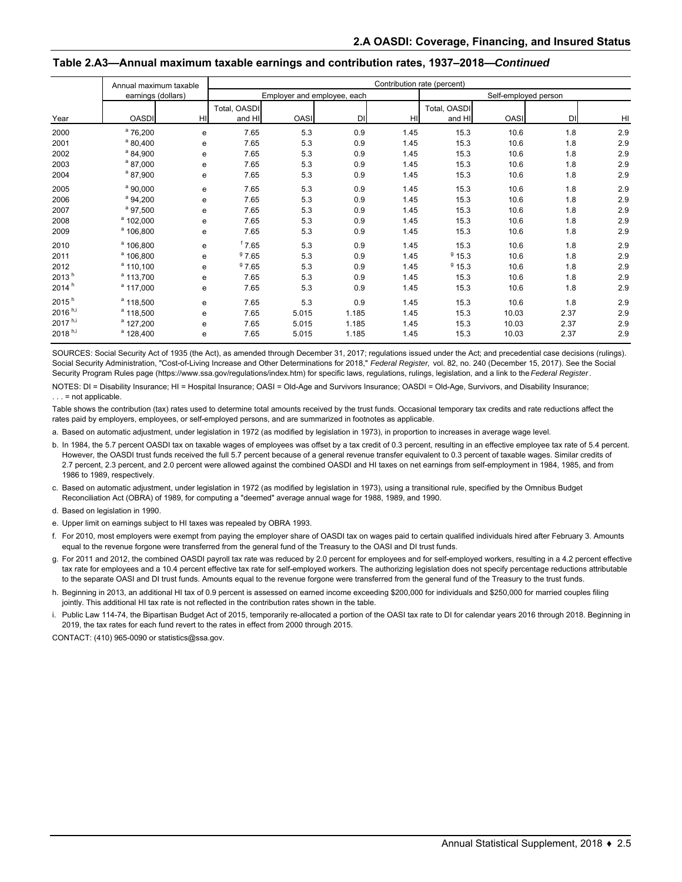## Table 2.A3—Annual maximum taxable earnings and contribution rates, 1937–2018—*Continued*

| | Annual maximum taxable earnings (dollars) | | Contribution rate (percent) | | | | | | | |
|---|---|---|---|---|---|---|---|---|---|---|
| | | | Employer and employee, each | | | | Self-employed person | | | |
| Year | OASDI | HI | Total, OASDI and HI | OASI | DI | HI | Total, OASDI and HI | OASI | DI | HI |
| 2000 | [a] 76,200 | e | 7.65 | 5.3 | 0.9 | 1.45 | 15.3 | 10.6 | 1.8 | 2.9 |
| 2001 | [a] 80,400 | e | 7.65 | 5.3 | 0.9 | 1.45 | 15.3 | 10.6 | 1.8 | 2.9 |
| 2002 | [a] 84,900 | e | 7.65 | 5.3 | 0.9 | 1.45 | 15.3 | 10.6 | 1.8 | 2.9 |
| 2003 | [a] 87,000 | e | 7.65 | 5.3 | 0.9 | 1.45 | 15.3 | 10.6 | 1.8 | 2.9 |
| 2004 | [a] 87,900 | e | 7.65 | 5.3 | 0.9 | 1.45 | 15.3 | 10.6 | 1.8 | 2.9 |
| 2005 | [a] 90,000 | e | 7.65 | 5.3 | 0.9 | 1.45 | 15.3 | 10.6 | 1.8 | 2.9 |
| 2006 | [a] 94,200 | e | 7.65 | 5.3 | 0.9 | 1.45 | 15.3 | 10.6 | 1.8 | 2.9 |
| 2007 | [a] 97,500 | e | 7.65 | 5.3 | 0.9 | 1.45 | 15.3 | 10.6 | 1.8 | 2.9 |
| 2008 | [a] 102,000 | e | 7.65 | 5.3 | 0.9 | 1.45 | 15.3 | 10.6 | 1.8 | 2.9 |
| 2009 | [a] 106,800 | e | 7.65 | 5.3 | 0.9 | 1.45 | 15.3 | 10.6 | 1.8 | 2.9 |
| 2010 | [a] 106,800 | e | [f] 7.65 | 5.3 | 0.9 | 1.45 | 15.3 | 10.6 | 1.8 | 2.9 |
| 2011 | [a] 106,800 | e | [g] 7.65 | 5.3 | 0.9 | 1.45 | [g] 15.3 | 10.6 | 1.8 | 2.9 |
| 2012 | [a] 110,100 | e | [g] 7.65 | 5.3 | 0.9 | 1.45 | [g] 15.3 | 10.6 | 1.8 | 2.9 |
| 2013 [h] | [a] 113,700 | e | 7.65 | 5.3 | 0.9 | 1.45 | 15.3 | 10.6 | 1.8 | 2.9 |
| 2014 [h] | [a] 117,000 | e | 7.65 | 5.3 | 0.9 | 1.45 | 15.3 | 10.6 | 1.8 | 2.9 |
| 2015 [h] | [a] 118,500 | e | 7.65 | 5.3 | 0.9 | 1.45 | 15.3 | 10.6 | 1.8 | 2.9 |
| 2016 [h,i] | [a] 118,500 | e | 7.65 | 5.015 | 1.185 | 1.45 | 15.3 | 10.03 | 2.37 | 2.9 |
| 2017 [h,i] | [a] 127,200 | e | 7.65 | 5.015 | 1.185 | 1.45 | 15.3 | 10.03 | 2.37 | 2.9 |
| 2018 [h,i] | [a] 128,400 | e | 7.65 | 5.015 | 1.185 | 1.45 | 15.3 | 10.03 | 2.37 | 2.9 |

SOURCES: Social Security Act of 1935 (the Act), as amended through December 31, 2017; regulations issued under the Act; and precedential case decisions (rulings). Social Security Administration, "Cost-of-Living Increase and Other Determinations for 2018," *Federal Register,* vol. 82, no. 240 (December 15, 2017). See the Social Security Program Rules page (https://www.ssa.gov/regulations/index.htm) for specific laws, regulations, rulings, legislation, and a link to the *Federal Register*.

NOTES: DI = Disability Insurance; HI = Hospital Insurance; OASI = Old-Age and Survivors Insurance; OASDI = Old-Age, Survivors, and Disability Insurance; . . . = not applicable.

Table shows the contribution (tax) rates used to determine total amounts received by the trust funds. Occasional temporary tax credits and rate reductions affect the rates paid by employers, employees, or self-employed persons, and are summarized in footnotes as applicable.

a. Based on automatic adjustment, under legislation in 1972 (as modified by legislation in 1973), in proportion to increases in average wage level.

b. In 1984, the 5.7 percent OASDI tax on taxable wages of employees was offset by a tax credit of 0.3 percent, resulting in an effective employee tax rate of 5.4 percent. However, the OASDI trust funds received the full 5.7 percent because of a general revenue transfer equivalent to 0.3 percent of taxable wages. Similar credits of 2.7 percent, 2.3 percent, and 2.0 percent were allowed against the combined OASDI and HI taxes on net earnings from self-employment in 1984, 1985, and from 1986 to 1989, respectively.

c. Based on automatic adjustment, under legislation in 1972 (as modified by legislation in 1973), using a transitional rule, specified by the Omnibus Budget Reconciliation Act (OBRA) of 1989, for computing a "deemed" average annual wage for 1988, 1989, and 1990.

d. Based on legislation in 1990.

e. Upper limit on earnings subject to HI taxes was repealed by OBRA 1993.

f. For 2010, most employers were exempt from paying the employer share of OASDI tax on wages paid to certain qualified individuals hired after February 3. Amounts equal to the revenue forgone were transferred from the general fund of the Treasury to the OASI and DI trust funds.

g. For 2011 and 2012, the combined OASDI payroll tax rate was reduced by 2.0 percent for employees and for self-employed workers, resulting in a 4.2 percent effective tax rate for employees and a 10.4 percent effective tax rate for self-employed workers. The authorizing legislation does not specify percentage reductions attributable to the separate OASI and DI trust funds. Amounts equal to the revenue forgone were transferred from the general fund of the Treasury to the trust funds.

h. Beginning in 2013, an additional HI tax of 0.9 percent is assessed on earned income exceeding $200,000 for individuals and $250,000 for married couples filing jointly. This additional HI tax rate is not reflected in the contribution rates shown in the table.

i. Public Law 114-74, the Bipartisan Budget Act of 2015, temporarily re-allocated a portion of the OASI tax rate to DI for calendar years 2016 through 2018. Beginning in 2019, the tax rates for each fund revert to the rates in effect from 2000 through 2015.

CONTACT: (410) 965-0090 or statistics@ssa.gov.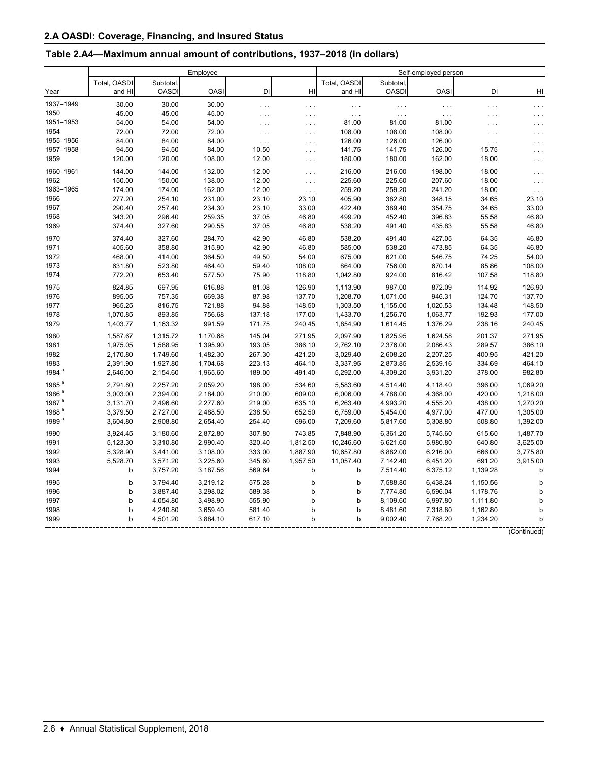## 2.A OASDI: Coverage, Financing, and Insured Status

### Table 2.A4—Maximum annual amount of contributions, 1937–2018 (in dollars)

| | Employee | | | | | Self-employed person | | | | |
|---|---|---|---|---|---|---|---|---|---|---|
| Year | Total, OASDI and HI | Subtotal, OASDI | OASI | DI | HI | Total, OASDI and HI | Subtotal, OASDI | OASI | DI | HI |
| 1937–1949 | 30.00 | 30.00 | 30.00 | ... | ... | ... | ... | ... | ... | ... |
| 1950 | 45.00 | 45.00 | 45.00 | ... | ... | ... | ... | ... | ... | ... |
| 1951–1953 | 54.00 | 54.00 | 54.00 | ... | ... | 81.00 | 81.00 | 81.00 | ... | ... |
| 1954 | 72.00 | 72.00 | 72.00 | ... | ... | 108.00 | 108.00 | 108.00 | ... | ... |
| 1955–1956 | 84.00 | 84.00 | 84.00 | ... | ... | 126.00 | 126.00 | 126.00 | ... | ... |
| 1957–1958 | 94.50 | 94.50 | 84.00 | 10.50 | ... | 141.75 | 141.75 | 126.00 | 15.75 | ... |
| 1959 | 120.00 | 120.00 | 108.00 | 12.00 | ... | 180.00 | 180.00 | 162.00 | 18.00 | ... |
| 1960–1961 | 144.00 | 144.00 | 132.00 | 12.00 | ... | 216.00 | 216.00 | 198.00 | 18.00 | ... |
| 1962 | 150.00 | 150.00 | 138.00 | 12.00 | ... | 225.60 | 225.60 | 207.60 | 18.00 | ... |
| 1963–1965 | 174.00 | 174.00 | 162.00 | 12.00 | ... | 259.20 | 259.20 | 241.20 | 18.00 | ... |
| 1966 | 277.20 | 254.10 | 231.00 | 23.10 | 23.10 | 405.90 | 382.80 | 348.15 | 34.65 | 23.10 |
| 1967 | 290.40 | 257.40 | 234.30 | 23.10 | 33.00 | 422.40 | 389.40 | 354.75 | 34.65 | 33.00 |
| 1968 | 343.20 | 296.40 | 259.35 | 37.05 | 46.80 | 499.20 | 452.40 | 396.83 | 55.58 | 46.80 |
| 1969 | 374.40 | 327.60 | 290.55 | 37.05 | 46.80 | 538.20 | 491.40 | 435.83 | 55.58 | 46.80 |
| 1970 | 374.40 | 327.60 | 284.70 | 42.90 | 46.80 | 538.20 | 491.40 | 427.05 | 64.35 | 46.80 |
| 1971 | 405.60 | 358.80 | 315.90 | 42.90 | 46.80 | 585.00 | 538.20 | 473.85 | 64.35 | 46.80 |
| 1972 | 468.00 | 414.00 | 364.50 | 49.50 | 54.00 | 675.00 | 621.00 | 546.75 | 74.25 | 54.00 |
| 1973 | 631.80 | 523.80 | 464.40 | 59.40 | 108.00 | 864.00 | 756.00 | 670.14 | 85.86 | 108.00 |
| 1974 | 772.20 | 653.40 | 577.50 | 75.90 | 118.80 | 1,042.80 | 924.00 | 816.42 | 107.58 | 118.80 |
| 1975 | 824.85 | 697.95 | 616.88 | 81.08 | 126.90 | 1,113.90 | 987.00 | 872.09 | 114.92 | 126.90 |
| 1976 | 895.05 | 757.35 | 669.38 | 87.98 | 137.70 | 1,208.70 | 1,071.00 | 946.31 | 124.70 | 137.70 |
| 1977 | 965.25 | 816.75 | 721.88 | 94.88 | 148.50 | 1,303.50 | 1,155.00 | 1,020.53 | 134.48 | 148.50 |
| 1978 | 1,070.85 | 893.85 | 756.68 | 137.18 | 177.00 | 1,433.70 | 1,256.70 | 1,063.77 | 192.93 | 177.00 |
| 1979 | 1,403.77 | 1,163.32 | 991.59 | 171.75 | 240.45 | 1,854.90 | 1,614.45 | 1,376.29 | 238.16 | 240.45 |
| 1980 | 1,587.67 | 1,315.72 | 1,170.68 | 145.04 | 271.95 | 2,097.90 | 1,825.95 | 1,624.58 | 201.37 | 271.95 |
| 1981 | 1,975.05 | 1,588.95 | 1,395.90 | 193.05 | 386.10 | 2,762.10 | 2,376.00 | 2,086.43 | 289.57 | 386.10 |
| 1982 | 2,170.80 | 1,749.60 | 1,482.30 | 267.30 | 421.20 | 3,029.40 | 2,608.20 | 2,207.25 | 400.95 | 421.20 |
| 1983 | 2,391.90 | 1,927.80 | 1,704.68 | 223.13 | 464.10 | 3,337.95 | 2,873.85 | 2,539.16 | 334.69 | 464.10 |
| 1984 [a] | 2,646.00 | 2,154.60 | 1,965.60 | 189.00 | 491.40 | 5,292.00 | 4,309.20 | 3,931.20 | 378.00 | 982.80 |
| 1985 [a] | 2,791.80 | 2,257.20 | 2,059.20 | 198.00 | 534.60 | 5,583.60 | 4,514.40 | 4,118.40 | 396.00 | 1,069.20 |
| 1986 [a] | 3,003.00 | 2,394.00 | 2,184.00 | 210.00 | 609.00 | 6,006.00 | 4,788.00 | 4,368.00 | 420.00 | 1,218.00 |
| 1987 [a] | 3,131.70 | 2,496.60 | 2,277.60 | 219.00 | 635.10 | 6,263.40 | 4,993.20 | 4,555.20 | 438.00 | 1,270.20 |
| 1988 [a] | 3,379.50 | 2,727.00 | 2,488.50 | 238.50 | 652.50 | 6,759.00 | 5,454.00 | 4,977.00 | 477.00 | 1,305.00 |
| 1989 [a] | 3,604.80 | 2,908.80 | 2,654.40 | 254.40 | 696.00 | 7,209.60 | 5,817.60 | 5,308.80 | 508.80 | 1,392.00 |
| 1990 | 3,924.45 | 3,180.60 | 2,872.80 | 307.80 | 743.85 | 7,848.90 | 6,361.20 | 5,745.60 | 615.60 | 1,487.70 |
| 1991 | 5,123.30 | 3,310.80 | 2,990.40 | 320.40 | 1,812.50 | 10,246.60 | 6,621.60 | 5,980.80 | 640.80 | 3,625.00 |
| 1992 | 5,328.90 | 3,441.00 | 3,108.00 | 333.00 | 1,887.90 | 10,657.80 | 6,882.00 | 6,216.00 | 666.00 | 3,775.80 |
| 1993 | 5,528.70 | 3,571.20 | 3,225.60 | 345.60 | 1,957.50 | 11,057.40 | 7,142.40 | 6,451.20 | 691.20 | 3,915.00 |
| 1994 | b | 3,757.20 | 3,187.56 | 569.64 | b | b | 7,514.40 | 6,375.12 | 1,139.28 | b |
| 1995 | b | 3,794.40 | 3,219.12 | 575.28 | b | b | 7,588.80 | 6,438.24 | 1,150.56 | b |
| 1996 | b | 3,887.40 | 3,298.02 | 589.38 | b | b | 7,774.80 | 6,596.04 | 1,178.76 | b |
| 1997 | b | 4,054.80 | 3,498.90 | 555.90 | b | b | 8,109.60 | 6,997.80 | 1,111.80 | b |
| 1998 | b | 4,240.80 | 3,659.40 | 581.40 | b | b | 8,481.60 | 7,318.80 | 1,162.80 | b |
| 1999 | b | 4,501.20 | 3,884.10 | 617.10 | b | b | 9,002.40 | 7,768.20 | 1,234.20 | b |

(Continued)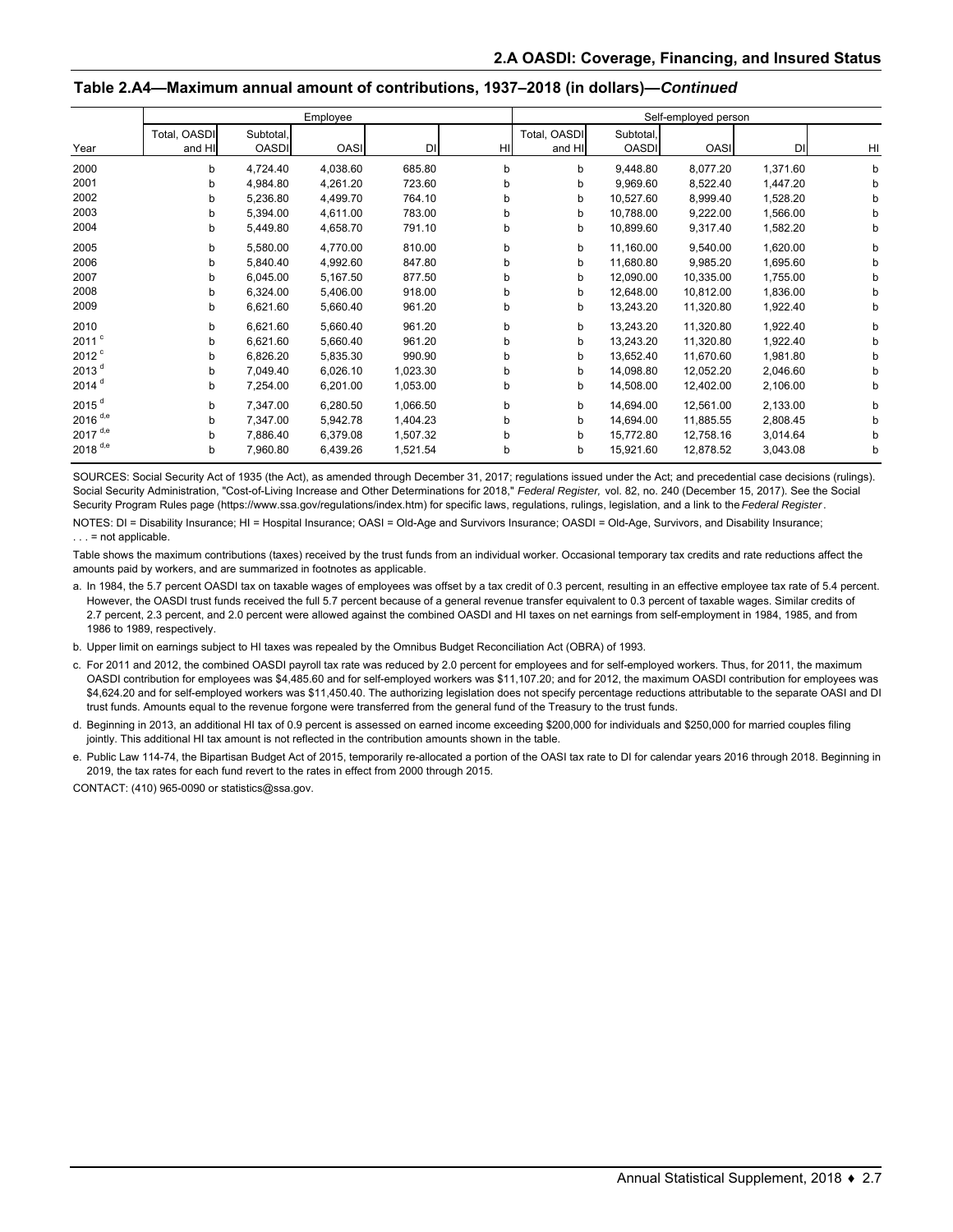## Table 2.A4—Maximum annual amount of contributions, 1937–2018 (in dollars)—*Continued*

| | Employee | | | | | Self-employed person | | | | |
|---|---|---|---|---|---|---|---|---|---|---|
| Year | Total, OASDI and HI | Subtotal, OASDI | OASI | DI | HI | Total, OASDI and HI | Subtotal, OASDI | OASI | DI | HI |
| 2000 | b | 4,724.40 | 4,038.60 | 685.80 | b | b | 9,448.80 | 8,077.20 | 1,371.60 | b |
| 2001 | b | 4,984.80 | 4,261.20 | 723.60 | b | b | 9,969.60 | 8,522.40 | 1,447.20 | b |
| 2002 | b | 5,236.80 | 4,499.70 | 764.10 | b | b | 10,527.60 | 8,999.40 | 1,528.20 | b |
| 2003 | b | 5,394.00 | 4,611.00 | 783.00 | b | b | 10,788.00 | 9,222.00 | 1,566.00 | b |
| 2004 | b | 5,449.80 | 4,658.70 | 791.10 | b | b | 10,899.60 | 9,317.40 | 1,582.20 | b |
| 2005 | b | 5,580.00 | 4,770.00 | 810.00 | b | b | 11,160.00 | 9,540.00 | 1,620.00 | b |
| 2006 | b | 5,840.40 | 4,992.60 | 847.80 | b | b | 11,680.80 | 9,985.20 | 1,695.60 | b |
| 2007 | b | 6,045.00 | 5,167.50 | 877.50 | b | b | 12,090.00 | 10,335.00 | 1,755.00 | b |
| 2008 | b | 6,324.00 | 5,406.00 | 918.00 | b | b | 12,648.00 | 10,812.00 | 1,836.00 | b |
| 2009 | b | 6,621.60 | 5,660.40 | 961.20 | b | b | 13,243.20 | 11,320.80 | 1,922.40 | b |
| 2010 | b | 6,621.60 | 5,660.40 | 961.20 | b | b | 13,243.20 | 11,320.80 | 1,922.40 | b |
| 2011 [c] | b | 6,621.60 | 5,660.40 | 961.20 | b | b | 13,243.20 | 11,320.80 | 1,922.40 | b |
| 2012 [c] | b | 6,826.20 | 5,835.30 | 990.90 | b | b | 13,652.40 | 11,670.60 | 1,981.80 | b |
| 2013 [d] | b | 7,049.40 | 6,026.10 | 1,023.30 | b | b | 14,098.80 | 12,052.20 | 2,046.60 | b |
| 2014 [d] | b | 7,254.00 | 6,201.00 | 1,053.00 | b | b | 14,508.00 | 12,402.00 | 2,106.00 | b |
| 2015 [d] | b | 7,347.00 | 6,280.50 | 1,066.50 | b | b | 14,694.00 | 12,561.00 | 2,133.00 | b |
| 2016 [d,e] | b | 7,347.00 | 5,942.78 | 1,404.23 | b | b | 14,694.00 | 11,885.55 | 2,808.45 | b |
| 2017 [d,e] | b | 7,886.40 | 6,379.08 | 1,507.32 | b | b | 15,772.80 | 12,758.16 | 3,014.64 | b |
| 2018 [d,e] | b | 7,960.80 | 6,439.26 | 1,521.54 | b | b | 15,921.60 | 12,878.52 | 3,043.08 | b |

SOURCES: Social Security Act of 1935 (the Act), as amended through December 31, 2017; regulations issued under the Act; and precedential case decisions (rulings). Social Security Administration, "Cost-of-Living Increase and Other Determinations for 2018," *Federal Register,* vol. 82, no. 240 (December 15, 2017). See the Social Security Program Rules page (https://www.ssa.gov/regulations/index.htm) for specific laws, regulations, rulings, legislation, and a link to the *Federal Register*.

NOTES: DI = Disability Insurance; HI = Hospital Insurance; OASI = Old-Age and Survivors Insurance; OASDI = Old-Age, Survivors, and Disability Insurance; . . . = not applicable.

Table shows the maximum contributions (taxes) received by the trust funds from an individual worker. Occasional temporary tax credits and rate reductions affect the amounts paid by workers, and are summarized in footnotes as applicable.

a. In 1984, the 5.7 percent OASDI tax on taxable wages of employees was offset by a tax credit of 0.3 percent, resulting in an effective employee tax rate of 5.4 percent. However, the OASDI trust funds received the full 5.7 percent because of a general revenue transfer equivalent to 0.3 percent of taxable wages. Similar credits of 2.7 percent, 2.3 percent, and 2.0 percent were allowed against the combined OASDI and HI taxes on net earnings from self-employment in 1984, 1985, and from 1986 to 1989, respectively.

b. Upper limit on earnings subject to HI taxes was repealed by the Omnibus Budget Reconciliation Act (OBRA) of 1993.

c. For 2011 and 2012, the combined OASDI payroll tax rate was reduced by 2.0 percent for employees and for self-employed workers. Thus, for 2011, the maximum OASDI contribution for employees was $4,485.60 and for self-employed workers was $11,107.20; and for 2012, the maximum OASDI contribution for employees was $4,624.20 and for self-employed workers was $11,450.40. The authorizing legislation does not specify percentage reductions attributable to the separate OASI and DI trust funds. Amounts equal to the revenue forgone were transferred from the general fund of the Treasury to the trust funds.

d. Beginning in 2013, an additional HI tax of 0.9 percent is assessed on earned income exceeding $200,000 for individuals and $250,000 for married couples filing jointly. This additional HI tax amount is not reflected in the contribution amounts shown in the table.

e. Public Law 114-74, the Bipartisan Budget Act of 2015, temporarily re-allocated a portion of the OASI tax rate to DI for calendar years 2016 through 2018. Beginning in 2019, the tax rates for each fund revert to the rates in effect from 2000 through 2015.

CONTACT: (410) 965-0090 or statistics@ssa.gov.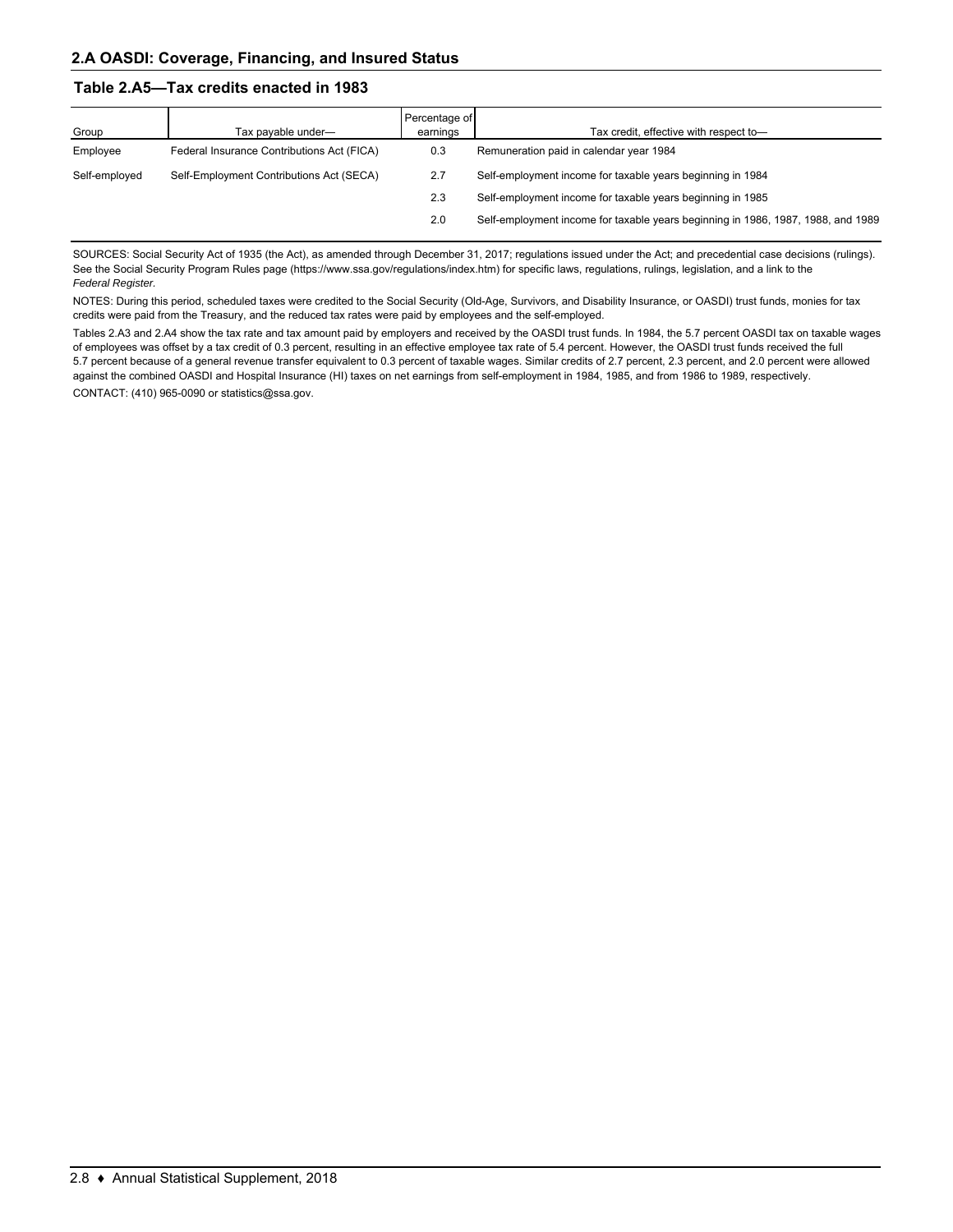## 2.A OASDI: Coverage, Financing, and Insured Status

### Table 2.A5—Tax credits enacted in 1983

| Group | Tax payable under— | Percentage of earnings | Tax credit, effective with respect to— |
|---|---|---|---|
| Employee | Federal Insurance Contributions Act (FICA) | 0.3 | Remuneration paid in calendar year 1984 |
| Self-employed | Self-Employment Contributions Act (SECA) | 2.7 | Self-employment income for taxable years beginning in 1984 |
| | | 2.3 | Self-employment income for taxable years beginning in 1985 |
| | | 2.0 | Self-employment income for taxable years beginning in 1986, 1987, 1988, and 1989 |

SOURCES: Social Security Act of 1935 (the Act), as amended through December 31, 2017; regulations issued under the Act; and precedential case decisions (rulings). See the Social Security Program Rules page (https://www.ssa.gov/regulations/index.htm) for specific laws, regulations, rulings, legislation, and a link to the *Federal Register*.

NOTES: During this period, scheduled taxes were credited to the Social Security (Old-Age, Survivors, and Disability Insurance, or OASDI) trust funds, monies for tax credits were paid from the Treasury, and the reduced tax rates were paid by employees and the self-employed.

Tables 2.A3 and 2.A4 show the tax rate and tax amount paid by employers and received by the OASDI trust funds. In 1984, the 5.7 percent OASDI tax on taxable wages of employees was offset by a tax credit of 0.3 percent, resulting in an effective employee tax rate of 5.4 percent. However, the OASDI trust funds received the full 5.7 percent because of a general revenue transfer equivalent to 0.3 percent of taxable wages. Similar credits of 2.7 percent, 2.3 percent, and 2.0 percent were allowed against the combined OASDI and Hospital Insurance (HI) taxes on net earnings from self-employment in 1984, 1985, and from 1986 to 1989, respectively.

CONTACT: (410) 965-0090 or statistics@ssa.gov.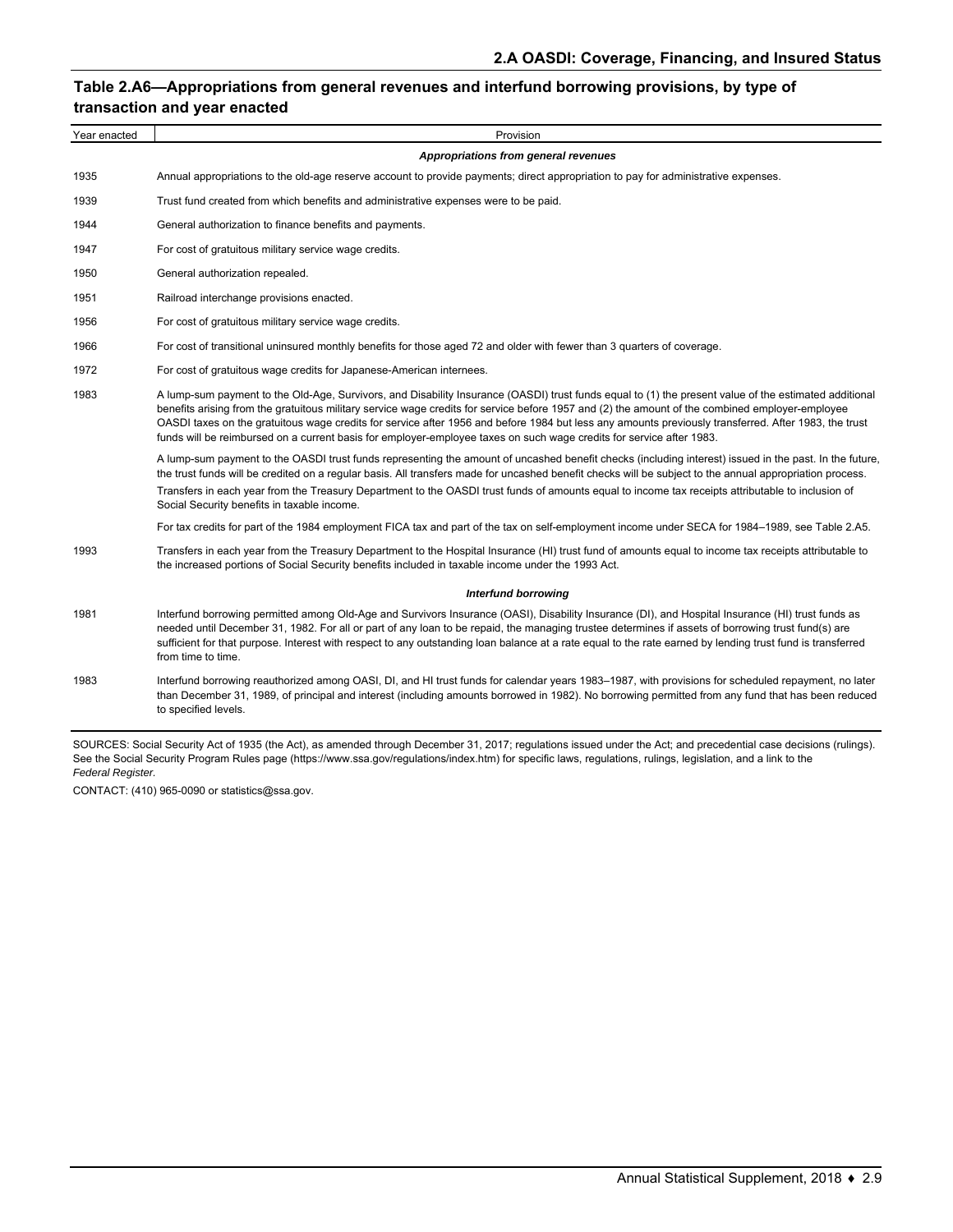## Table 2.A6—Appropriations from general revenues and interfund borrowing provisions, by type of transaction and year enacted

| Year enacted | Provision |
|---|---|
| | ***Appropriations from general revenues*** |
| 1935 | Annual appropriations to the old-age reserve account to provide payments; direct appropriation to pay for administrative expenses. |
| 1939 | Trust fund created from which benefits and administrative expenses were to be paid. |
| 1944 | General authorization to finance benefits and payments. |
| 1947 | For cost of gratuitous military service wage credits. |
| 1950 | General authorization repealed. |
| 1951 | Railroad interchange provisions enacted. |
| 1956 | For cost of gratuitous military service wage credits. |
| 1966 | For cost of transitional uninsured monthly benefits for those aged 72 and older with fewer than 3 quarters of coverage. |
| 1972 | For cost of gratuitous wage credits for Japanese-American internees. |
| 1983 | A lump-sum payment to the Old-Age, Survivors, and Disability Insurance (OASDI) trust funds equal to (1) the present value of the estimated additional benefits arising from the gratuitous military service wage credits for service before 1957 and (2) the amount of the combined employer-employee OASDI taxes on the gratuitous wage credits for service after 1956 and before 1984 but less any amounts previously transferred. After 1983, the trust funds will be reimbursed on a current basis for employer-employee taxes on such wage credits for service after 1983. |
| | A lump-sum payment to the OASDI trust funds representing the amount of uncashed benefit checks (including interest) issued in the past. In the future, the trust funds will be credited on a regular basis. All transfers made for uncashed benefit checks will be subject to the annual appropriation process. |
| | Transfers in each year from the Treasury Department to the OASDI trust funds of amounts equal to income tax receipts attributable to inclusion of Social Security benefits in taxable income. |
| | For tax credits for part of the 1984 employment FICA tax and part of the tax on self-employment income under SECA for 1984–1989, see Table 2.A5. |
| 1993 | Transfers in each year from the Treasury Department to the Hospital Insurance (HI) trust fund of amounts equal to income tax receipts attributable to the increased portions of Social Security benefits included in taxable income under the 1993 Act. |
| | ***Interfund borrowing*** |
| 1981 | Interfund borrowing permitted among Old-Age and Survivors Insurance (OASI), Disability Insurance (DI), and Hospital Insurance (HI) trust funds as needed until December 31, 1982. For all or part of any loan to be repaid, the managing trustee determines if assets of borrowing trust fund(s) are sufficient for that purpose. Interest with respect to any outstanding loan balance at a rate equal to the rate earned by lending trust fund is transferred from time to time. |
| 1983 | Interfund borrowing reauthorized among OASI, DI, and HI trust funds for calendar years 1983–1987, with provisions for scheduled repayment, no later than December 31, 1989, of principal and interest (including amounts borrowed in 1982). No borrowing permitted from any fund that has been reduced to specified levels. |

SOURCES: Social Security Act of 1935 (the Act), as amended through December 31, 2017; regulations issued under the Act; and precedential case decisions (rulings). See the Social Security Program Rules page (https://www.ssa.gov/regulations/index.htm) for specific laws, regulations, rulings, legislation, and a link to the *Federal Register.*

CONTACT: (410) 965-0090 or statistics@ssa.gov.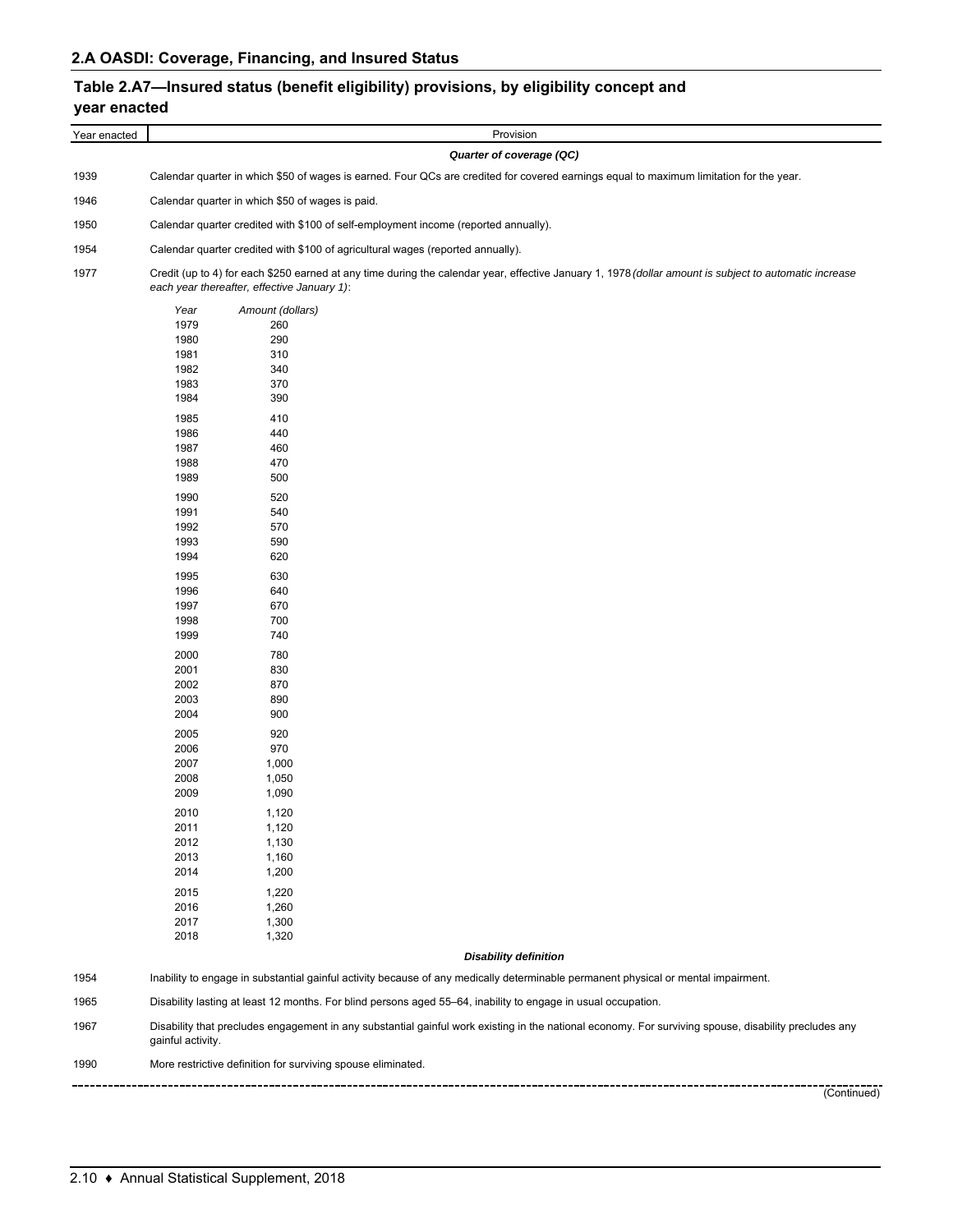## 2.A OASDI: Coverage, Financing, and Insured Status

### Table 2.A7—Insured status (benefit eligibility) provisions, by eligibility concept and year enacted

| Year enacted | Provision |
|---|---|
| | ***Quarter of coverage (QC)*** |
| 1939 | Calendar quarter in which $50 of wages is earned. Four QCs are credited for covered earnings equal to maximum limitation for the year. |
| 1946 | Calendar quarter in which $50 of wages is paid. |
| 1950 | Calendar quarter credited with $100 of self-employment income (reported annually). |
| 1954 | Calendar quarter credited with $100 of agricultural wages (reported annually). |
| 1977 | Credit (up to 4) for each $250 earned at any time during the calendar year, effective January 1, 1978 *(dollar amount is subject to automatic increase each year thereafter, effective January 1)*: |

| *Year* | *Amount (dollars)* |
|---|---|
| 1979 | 260 |
| 1980 | 290 |
| 1981 | 310 |
| 1982 | 340 |
| 1983 | 370 |
| 1984 | 390 |
| 1985 | 410 |
| 1986 | 440 |
| 1987 | 460 |
| 1988 | 470 |
| 1989 | 500 |
| 1990 | 520 |
| 1991 | 540 |
| 1992 | 570 |
| 1993 | 590 |
| 1994 | 620 |
| 1995 | 630 |
| 1996 | 640 |
| 1997 | 670 |
| 1998 | 700 |
| 1999 | 740 |
| 2000 | 780 |
| 2001 | 830 |
| 2002 | 870 |
| 2003 | 890 |
| 2004 | 900 |
| 2005 | 920 |
| 2006 | 970 |
| 2007 | 1,000 |
| 2008 | 1,050 |
| 2009 | 1,090 |
| 2010 | 1,120 |
| 2011 | 1,120 |
| 2012 | 1,130 |
| 2013 | 1,160 |
| 2014 | 1,200 |
| 2015 | 1,220 |
| 2016 | 1,260 |
| 2017 | 1,300 |
| 2018 | 1,320 |

| Year enacted | Provision |
|---|---|
| | ***Disability definition*** |
| 1954 | Inability to engage in substantial gainful activity because of any medically determinable permanent physical or mental impairment. |
| 1965 | Disability lasting at least 12 months. For blind persons aged 55–64, inability to engage in usual occupation. |
| 1967 | Disability that precludes engagement in any substantial gainful work existing in the national economy. For surviving spouse, disability precludes any gainful activity. |
| 1990 | More restrictive definition for surviving spouse eliminated. |

(Continued)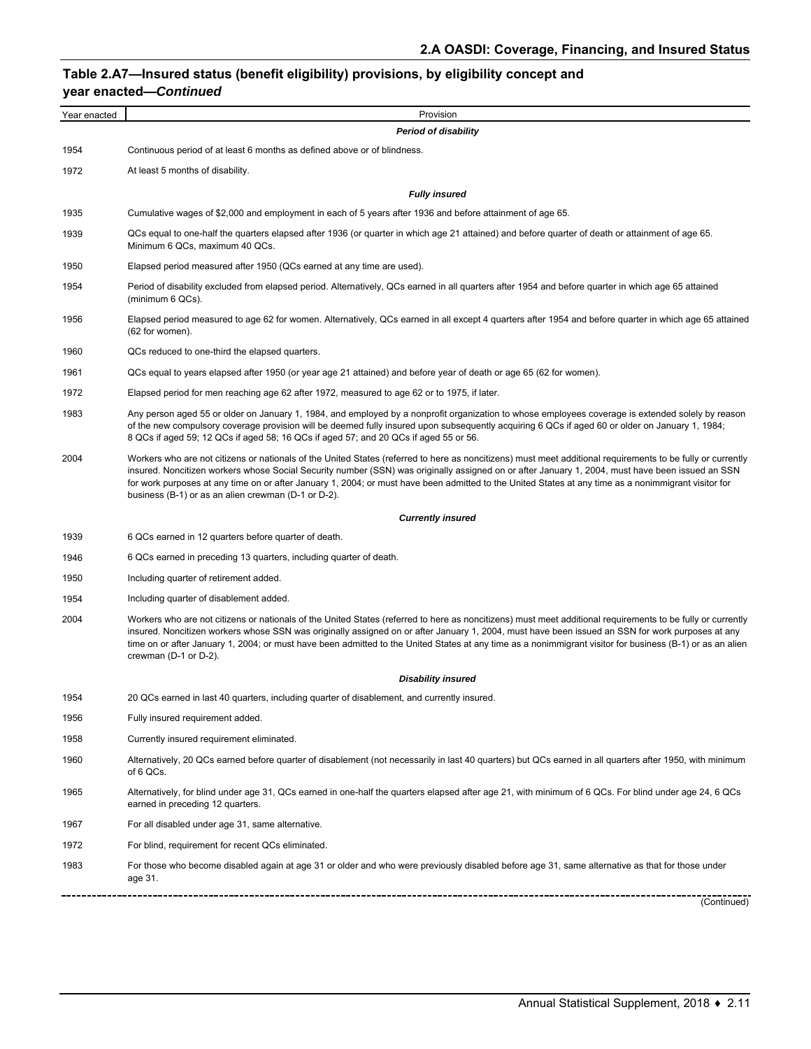## Table 2.A7—Insured status (benefit eligibility) provisions, by eligibility concept and year enacted—*Continued*

| Year enacted | Provision |
|---|---|
| | ***Period of disability*** |
| 1954 | Continuous period of at least 6 months as defined above or of blindness. |
| 1972 | At least 5 months of disability. |
| | ***Fully insured*** |
| 1935 | Cumulative wages of $2,000 and employment in each of 5 years after 1936 and before attainment of age 65. |
| 1939 | QCs equal to one-half the quarters elapsed after 1936 (or quarter in which age 21 attained) and before quarter of death or attainment of age 65. Minimum 6 QCs, maximum 40 QCs. |
| 1950 | Elapsed period measured after 1950 (QCs earned at any time are used). |
| 1954 | Period of disability excluded from elapsed period. Alternatively, QCs earned in all quarters after 1954 and before quarter in which age 65 attained (minimum 6 QCs). |
| 1956 | Elapsed period measured to age 62 for women. Alternatively, QCs earned in all except 4 quarters after 1954 and before quarter in which age 65 attained (62 for women). |
| 1960 | QCs reduced to one-third the elapsed quarters. |
| 1961 | QCs equal to years elapsed after 1950 (or year age 21 attained) and before year of death or age 65 (62 for women). |
| 1972 | Elapsed period for men reaching age 62 after 1972, measured to age 62 or to 1975, if later. |
| 1983 | Any person aged 55 or older on January 1, 1984, and employed by a nonprofit organization to whose employees coverage is extended solely by reason of the new compulsory coverage provision will be deemed fully insured upon subsequently acquiring 6 QCs if aged 60 or older on January 1, 1984; 8 QCs if aged 59; 12 QCs if aged 58; 16 QCs if aged 57; and 20 QCs if aged 55 or 56. |
| 2004 | Workers who are not citizens or nationals of the United States (referred to here as noncitizens) must meet additional requirements to be fully or currently insured. Noncitizen workers whose Social Security number (SSN) was originally assigned on or after January 1, 2004, must have been issued an SSN for work purposes at any time on or after January 1, 2004; or must have been admitted to the United States at any time as a nonimmigrant visitor for business (B-1) or as an alien crewman (D-1 or D-2). |
| | ***Currently insured*** |
| 1939 | 6 QCs earned in 12 quarters before quarter of death. |
| 1946 | 6 QCs earned in preceding 13 quarters, including quarter of death. |
| 1950 | Including quarter of retirement added. |
| 1954 | Including quarter of disablement added. |
| 2004 | Workers who are not citizens or nationals of the United States (referred to here as noncitizens) must meet additional requirements to be fully or currently insured. Noncitizen workers whose SSN was originally assigned on or after January 1, 2004, must have been issued an SSN for work purposes at any time on or after January 1, 2004; or must have been admitted to the United States at any time as a nonimmigrant visitor for business (B-1) or as an alien crewman (D-1 or D-2). |
| | ***Disability insured*** |
| 1954 | 20 QCs earned in last 40 quarters, including quarter of disablement, and currently insured. |
| 1956 | Fully insured requirement added. |
| 1958 | Currently insured requirement eliminated. |
| 1960 | Alternatively, 20 QCs earned before quarter of disablement (not necessarily in last 40 quarters) but QCs earned in all quarters after 1950, with minimum of 6 QCs. |
| 1965 | Alternatively, for blind under age 31, QCs earned in one-half the quarters elapsed after age 21, with minimum of 6 QCs. For blind under age 24, 6 QCs earned in preceding 12 quarters. |
| 1967 | For all disabled under age 31, same alternative. |
| 1972 | For blind, requirement for recent QCs eliminated. |
| 1983 | For those who become disabled again at age 31 or older and who were previously disabled before age 31, same alternative as that for those under age 31. |

(Continued)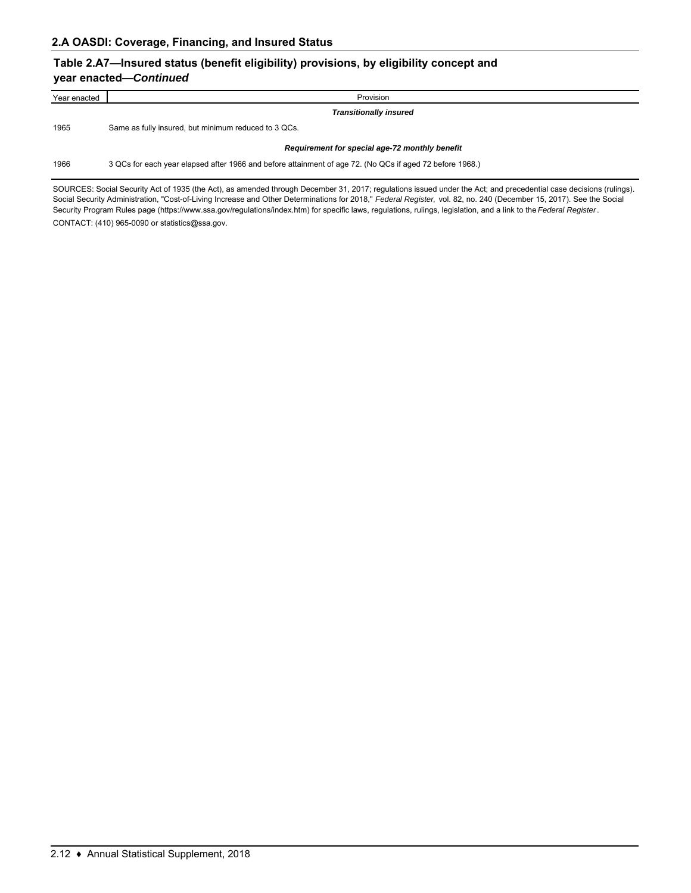## 2.A OASDI: Coverage, Financing, and Insured Status

### Table 2.A7—Insured status (benefit eligibility) provisions, by eligibility concept and year enacted—*Continued*

| Year enacted | Provision |
|---|---|
| | ***Transitionally insured*** |
| 1965 | Same as fully insured, but minimum reduced to 3 QCs. |
| | ***Requirement for special age-72 monthly benefit*** |
| 1966 | 3 QCs for each year elapsed after 1966 and before attainment of age 72. (No QCs if aged 72 before 1968.) |

SOURCES: Social Security Act of 1935 (the Act), as amended through December 31, 2017; regulations issued under the Act; and precedential case decisions (rulings). Social Security Administration, "Cost-of-Living Increase and Other Determinations for 2018," *Federal Register,* vol. 82, no. 240 (December 15, 2017). See the Social Security Program Rules page (https://www.ssa.gov/regulations/index.htm) for specific laws, regulations, rulings, legislation, and a link to the *Federal Register*.

CONTACT: (410) 965-0090 or statistics@ssa.gov.